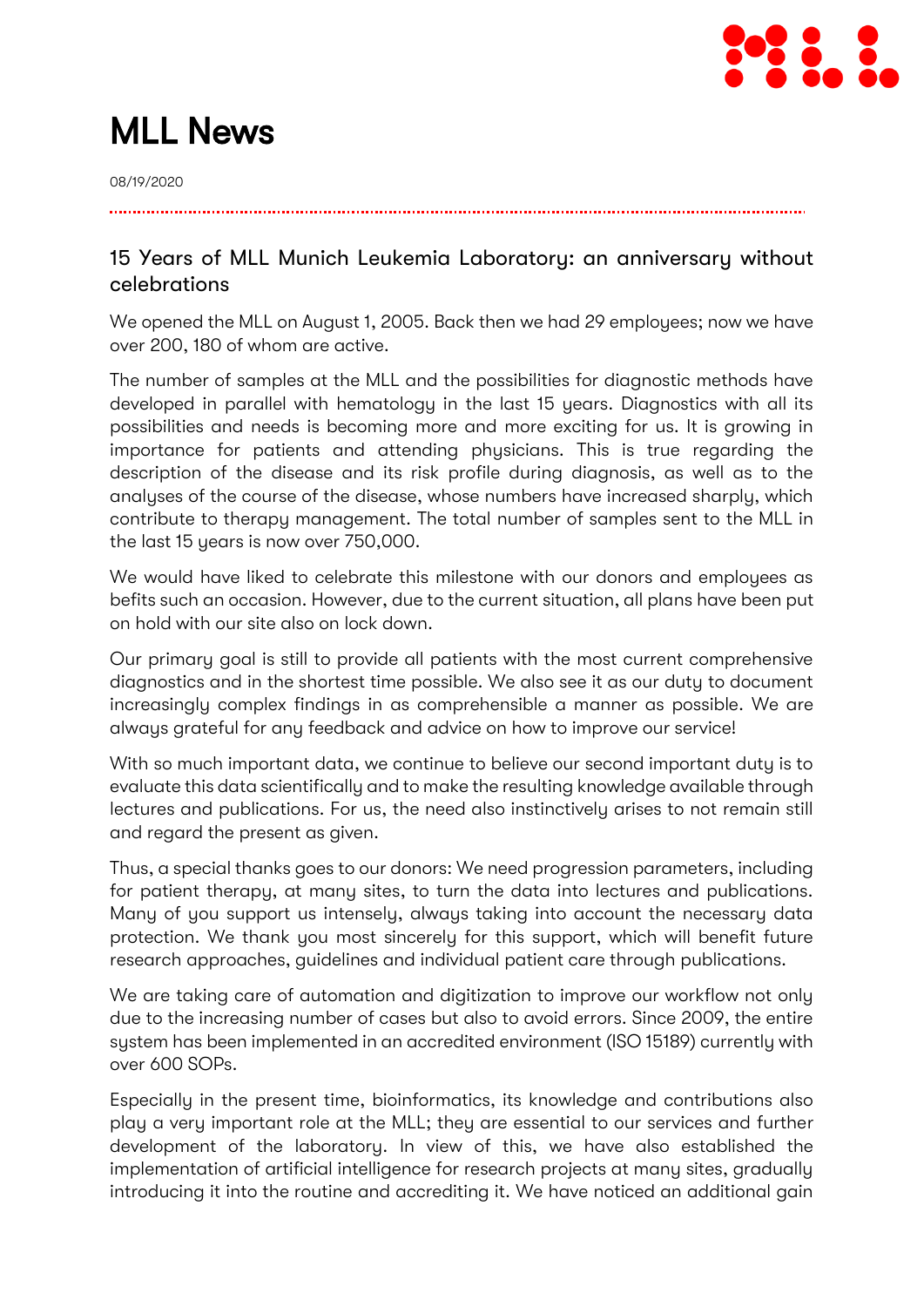# MLL News

08/19/2020

## 15 Years of MLL Munich Leukemia Laboratory: an anniversary without celebrations

We opened the MLL on August 1, 2005. Back then we had 29 employees; now we have over 200, 180 of whom are active.

The number of samples at the MLL and the possibilities for diagnostic methods have developed in parallel with hematology in the last 15 years. Diagnostics with all its possibilities and needs is becoming more and more exciting for us. It is growing in importance for patients and attending physicians. This is true regarding the description of the disease and its risk profile during diagnosis, as well as to the analyses of the course of the disease, whose numbers have increased sharply, which contribute to therapy management. The total number of samples sent to the MLL in the last 15 years is now over 750,000.

We would have liked to celebrate this milestone with our donors and employees as befits such an occasion. However, due to the current situation, all plans have been put on hold with our site also on lock down.

Our primary goal is still to provide all patients with the most current comprehensive diagnostics and in the shortest time possible. We also see it as our duty to document increasingly complex findings in as comprehensible a manner as possible. We are always grateful for any feedback and advice on how to improve our service!

With so much important data, we continue to believe our second important duty is to evaluate this data scientifically and to make the resulting knowledge available through lectures and publications. For us, the need also instinctively arises to not remain still and regard the present as given.

Thus, a special thanks goes to our donors: We need progression parameters, including for patient therapy, at many sites, to turn the data into lectures and publications. Many of you support us intensely, always taking into account the necessary data protection. We thank you most sincerely for this support, which will benefit future research approaches, guidelines and individual patient care through publications.

We are taking care of automation and digitization to improve our workflow not only due to the increasing number of cases but also to avoid errors. Since 2009, the entire system has been implemented in an accredited environment (ISO 15189) currently with over 600 SOPs.

Especially in the present time, bioinformatics, its knowledge and contributions also play a very important role at the MLL; they are essential to our services and further development of the laboratory. In view of this, we have also established the implementation of artificial intelligence for research projects at many sites, gradually introducing it into the routine and accrediting it. We have noticed an additional gain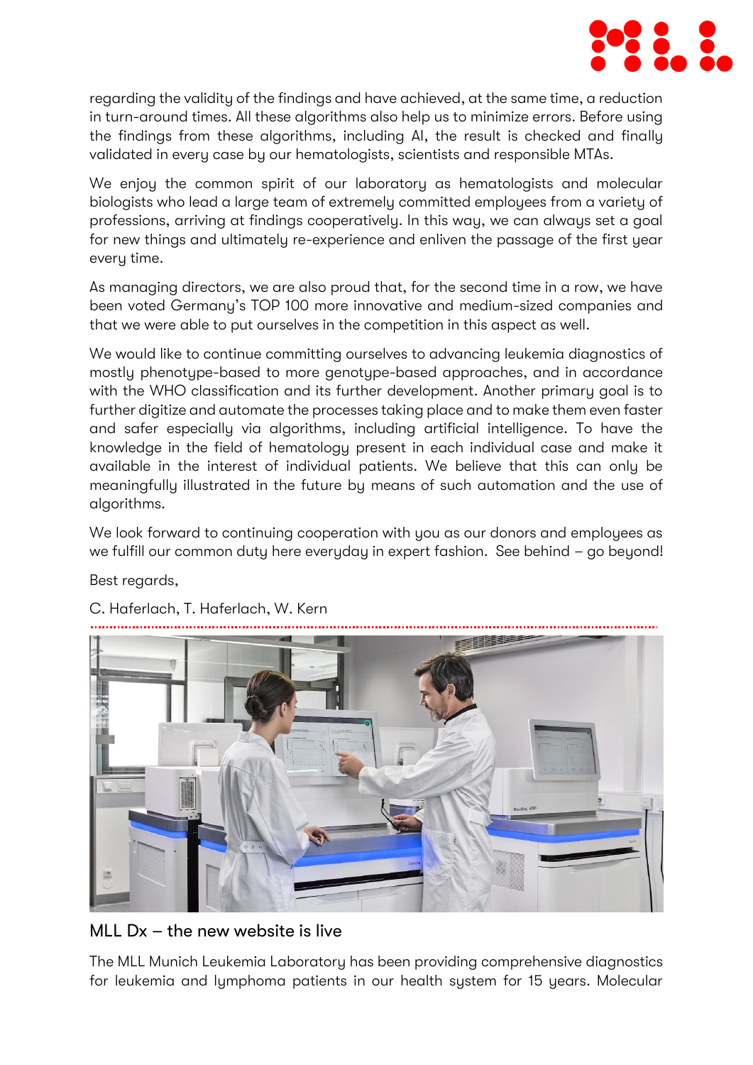regarding the validity of the findings and have achieved, at the same time, a reduction in turn-around times. All these algorithms also help us to minimize errors. Before using the findings from these algorithms, including AI, the result is checked and finally validated in every case by our hematologists, scientists and responsible MTAs.

We enjoy the common spirit of our laboratory as hematologists and molecular biologists who lead a large team of extremely committed employees from a variety of professions, arriving at findings cooperatively. In this way, we can always set a goal for new things and ultimately re-experience and enliven the passage of the first year every time.

As managing directors, we are also proud that, for the second time in a row, we have been voted Germany's TOP 100 more innovative and medium-sized companies and that we were able to put ourselves in the competition in this aspect as well.

We would like to continue committing ourselves to advancing leukemia diagnostics of mostly phenotype-based to more genotype-based approaches, and in accordance with the WHO classification and its further development. Another primary goal is to further digitize and automate the processes taking place and to make them even faster and safer especially via algorithms, including artificial intelligence. To have the knowledge in the field of hematology present in each individual case and make it available in the interest of individual patients. We believe that this can only be meaningfully illustrated in the future by means of such automation and the use of algorithms.

We look forward to continuing cooperation with you as our donors and employees as we fulfill our common duty here everyday in expert fashion. See behind – go beyond!

Best regards,

C. Haferlach, T. Haferlach, W. Kern

## MLL Dx – the new website is live

The MLL Munich Leukemia Laboratory has been providing comprehensive diagnostics for leukemia and lymphoma patients in our health system for 15 years. Molecular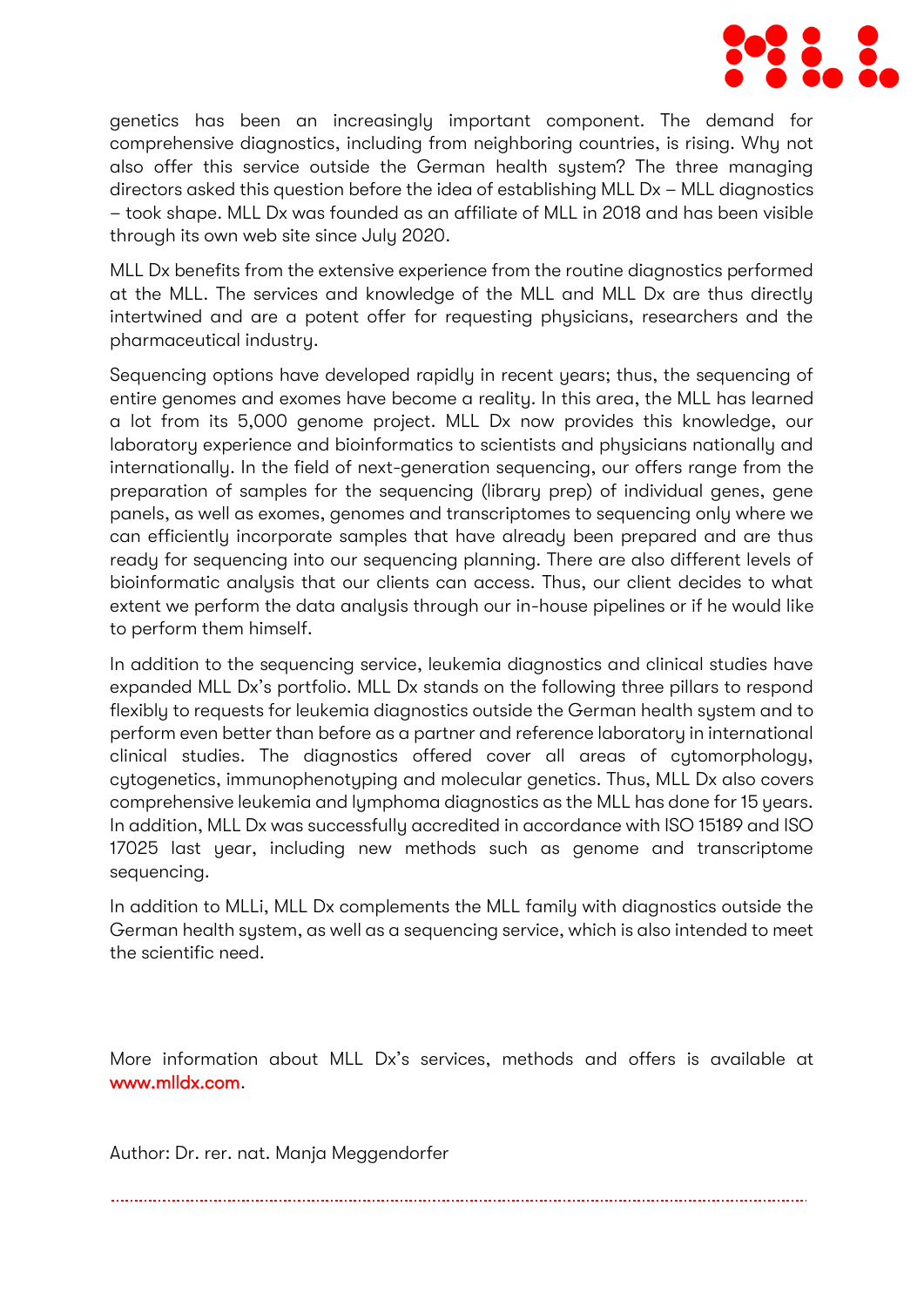genetics has been an increasingly important component. The demand for comprehensive diagnostics, including from neighboring countries, is rising. Why not also offer this service outside the German health system? The three managing directors asked this question before the idea of establishing MLL Dx – MLL diagnostics – took shape. MLL Dx was founded as an affiliate of MLL in 2018 and has been visible through its own web site since July 2020.

MLL Dx benefits from the extensive experience from the routine diagnostics performed at the MLL. The services and knowledge of the MLL and MLL Dx are thus directly intertwined and are a potent offer for requesting physicians, researchers and the pharmaceutical industry.

Sequencing options have developed rapidly in recent years; thus, the sequencing of entire genomes and exomes have become a reality. In this area, the MLL has learned a lot from its 5,000 genome project. MLL Dx now provides this knowledge, our laboratory experience and bioinformatics to scientists and physicians nationally and internationally. In the field of next-generation sequencing, our offers range from the preparation of samples for the sequencing (library prep) of individual genes, gene panels, as well as exomes, genomes and transcriptomes to sequencing only where we can efficiently incorporate samples that have already been prepared and are thus ready for sequencing into our sequencing planning. There are also different levels of bioinformatic analysis that our clients can access. Thus, our client decides to what extent we perform the data analysis through our in-house pipelines or if he would like to perform them himself.

In addition to the sequencing service, leukemia diagnostics and clinical studies have expanded MLL Dx's portfolio. MLL Dx stands on the following three pillars to respond flexibly to requests for leukemia diagnostics outside the German health system and to perform even better than before as a partner and reference laboratory in international clinical studies. The diagnostics offered cover all areas of cytomorphology, cytogenetics, immunophenotyping and molecular genetics. Thus, MLL Dx also covers comprehensive leukemia and lymphoma diagnostics as the MLL has done for 15 years. In addition, MLL Dx was successfully accredited in accordance with ISO 15189 and ISO 17025 last year, including new methods such as genome and transcriptome sequencing.

In addition to MLLi, MLL Dx complements the MLL family with diagnostics outside the German health system, as well as a sequencing service, which is also intended to meet the scientific need.

More information about MLL Dx's services, methods and offers is available at www.mlldx.com.

Author: Dr. rer. nat. Manja Meggendorfer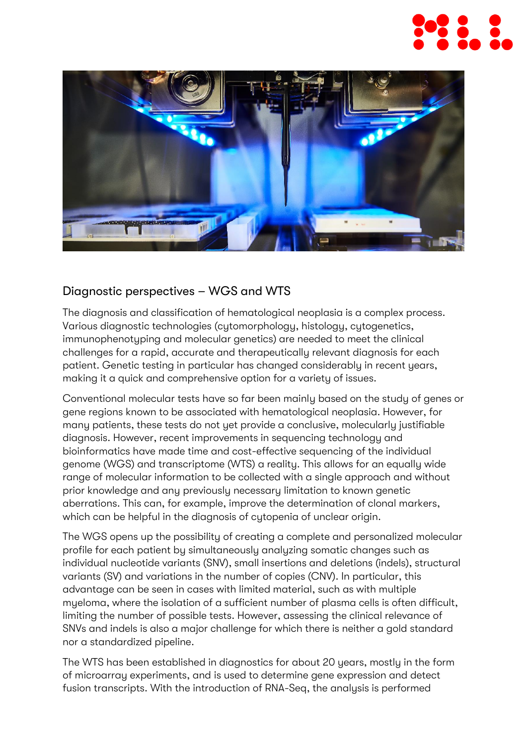## Diagnostic perspectives – WGS and WTS

The diagnosis and classification of hematological neoplasia is a complex process. Various diagnostic technologies (cytomorphology, histology, cytogenetics, immunophenotyping and molecular genetics) are needed to meet the clinical challenges for a rapid, accurate and therapeutically relevant diagnosis for each patient. Genetic testing in particular has changed considerably in recent years, making it a quick and comprehensive option for a variety of issues.

Conventional molecular tests have so far been mainly based on the study of genes or gene regions known to be associated with hematological neoplasia. However, for many patients, these tests do not yet provide a conclusive, molecularly justifiable diagnosis. However, recent improvements in sequencing technology and bioinformatics have made time and cost-effective sequencing of the individual genome (WGS) and transcriptome (WTS) a reality. This allows for an equally wide range of molecular information to be collected with a single approach and without prior knowledge and any previously necessary limitation to known genetic aberrations. This can, for example, improve the determination of clonal markers, which can be helpful in the diagnosis of cytopenia of unclear origin.

The WGS opens up the possibility of creating a complete and personalized molecular profile for each patient by simultaneously analyzing somatic changes such as individual nucleotide variants (SNV), small insertions and deletions (indels), structural variants (SV) and variations in the number of copies (CNV). In particular, this advantage can be seen in cases with limited material, such as with multiple myeloma, where the isolation of a sufficient number of plasma cells is often difficult, limiting the number of possible tests. However, assessing the clinical relevance of SNVs and indels is also a major challenge for which there is neither a gold standard nor a standardized pipeline.

The WTS has been established in diagnostics for about 20 years, mostly in the form of microarray experiments, and is used to determine gene expression and detect fusion transcripts. With the introduction of RNA-Seq, the analysis is performed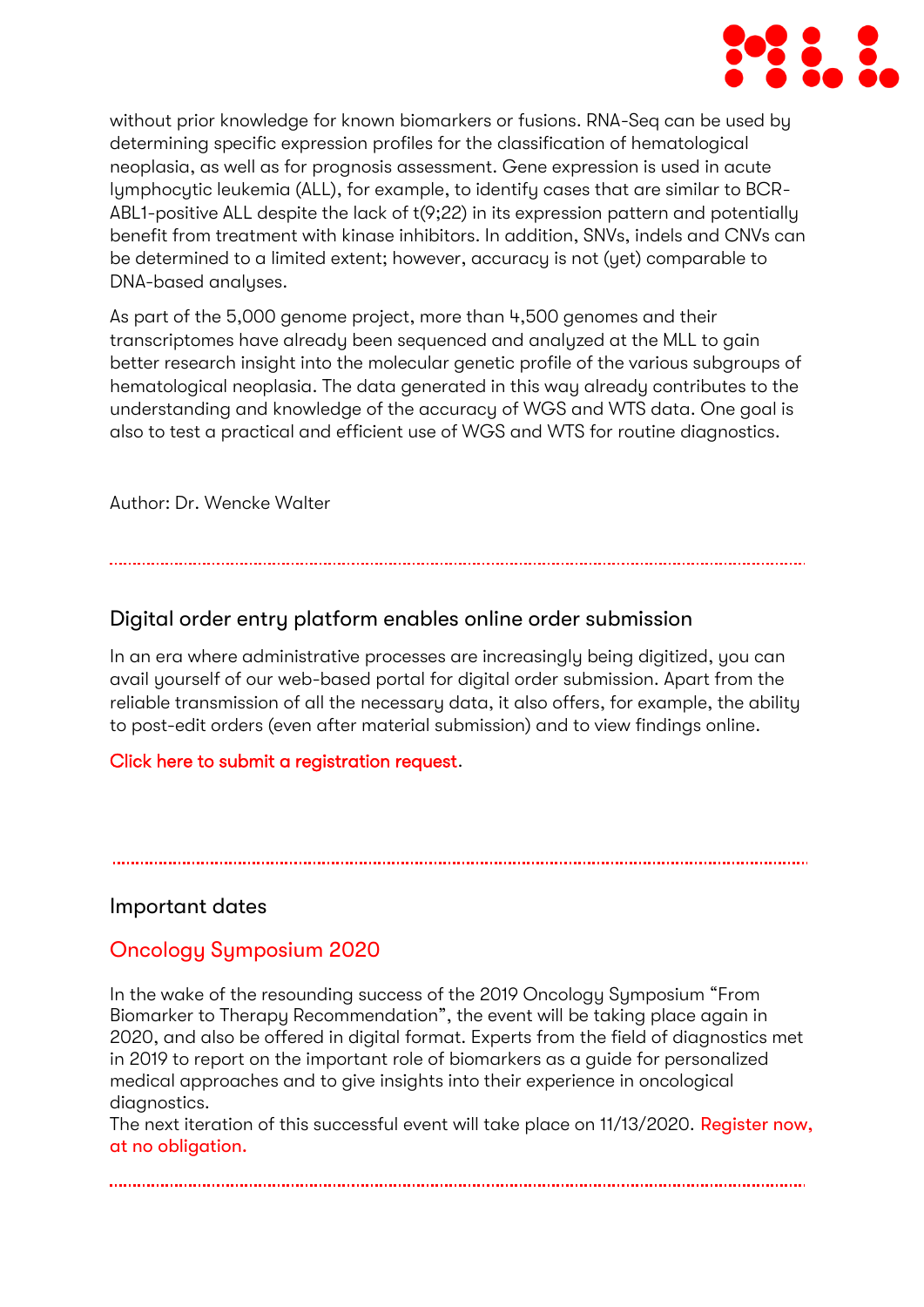without prior knowledge for known biomarkers or fusions. RNA-Seq can be used by determining specific expression profiles for the classification of hematological neoplasia, as well as for prognosis assessment. Gene expression is used in acute lymphocytic leukemia (ALL), for example, to identify cases that are similar to BCR-ABL1-positive ALL despite the lack of t(9;22) in its expression pattern and potentially benefit from treatment with kinase inhibitors. In addition, SNVs, indels and CNVs can be determined to a limited extent; however, accuracy is not (yet) comparable to DNA-based analyses.

As part of the 5,000 genome project, more than 4,500 genomes and their transcriptomes have already been sequenced and analyzed at the MLL to gain better research insight into the molecular genetic profile of the various subgroups of hematological neoplasia. The data generated in this way already contributes to the understanding and knowledge of the accuracy of WGS and WTS data. One goal is also to test a practical and efficient use of WGS and WTS for routine diagnostics.

Author: Dr. Wencke Walter

---

## Digital order entry platform enables online order submission

In an era where administrative processes are increasingly being digitized, you can avail yourself of our web-based portal for digital order submission. Apart from the reliable transmission of all the necessary data, it also offers, for example, the ability to post-edit orders (even after material submission) and to view findings online.

Click here to submit a registration request.

---

## Important dates

### Oncology Symposium 2020

In the wake of the resounding success of the 2019 Oncology Symposium “From Biomarker to Therapy Recommendation”, the event will be taking place again in 2020, and also be offered in digital format. Experts from the field of diagnostics met in 2019 to report on the important role of biomarkers as a guide for personalized medical approaches and to give insights into their experience in oncological diagnostics.
The next iteration of this successful event will take place on 11/13/2020. Register now, at no obligation.

---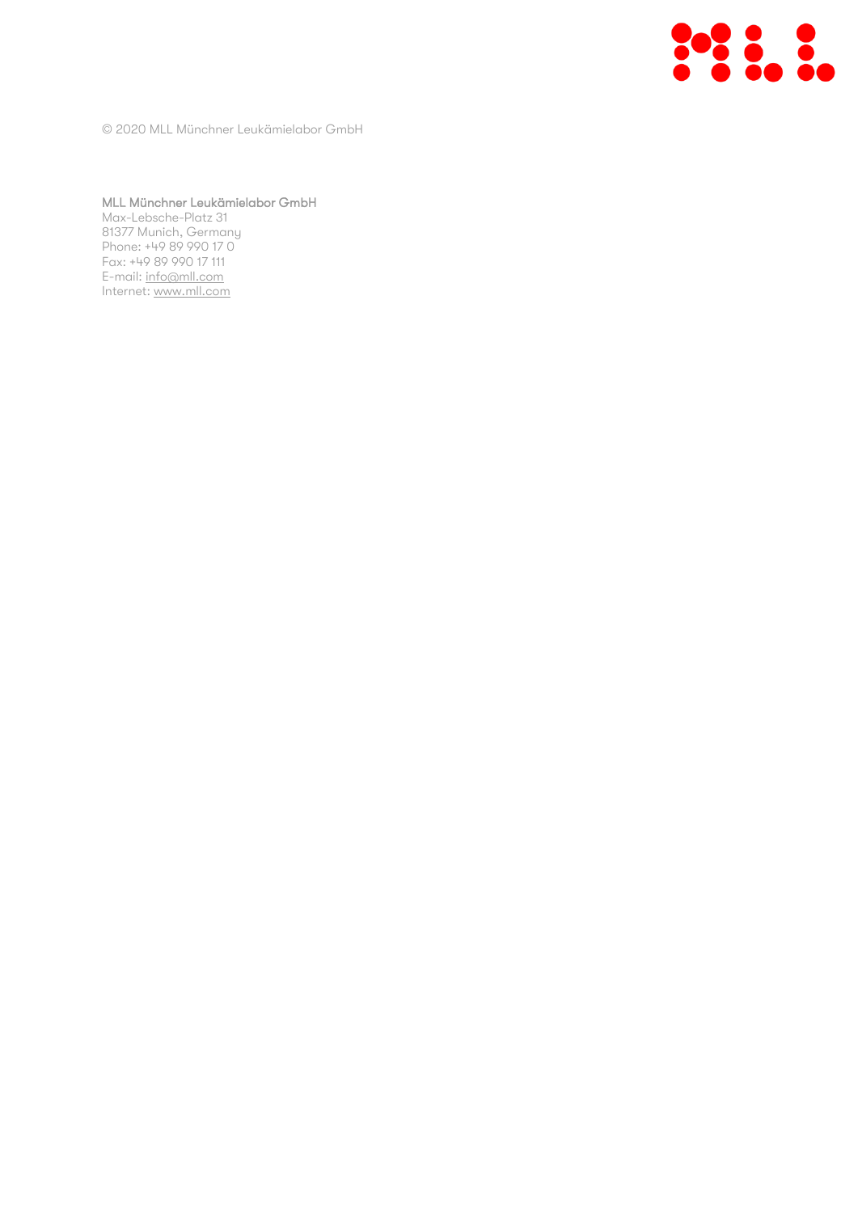© 2020 MLL Münchner Leukämielabor GmbH

MLL Münchner Leukämielabor GmbH
Max-Lebsche-Platz 31
81377 Munich, Germany
Phone: +49 89 990 17 0
Fax: +49 89 990 17 111
E-mail: info@mll.com
Internet: www.mll.com